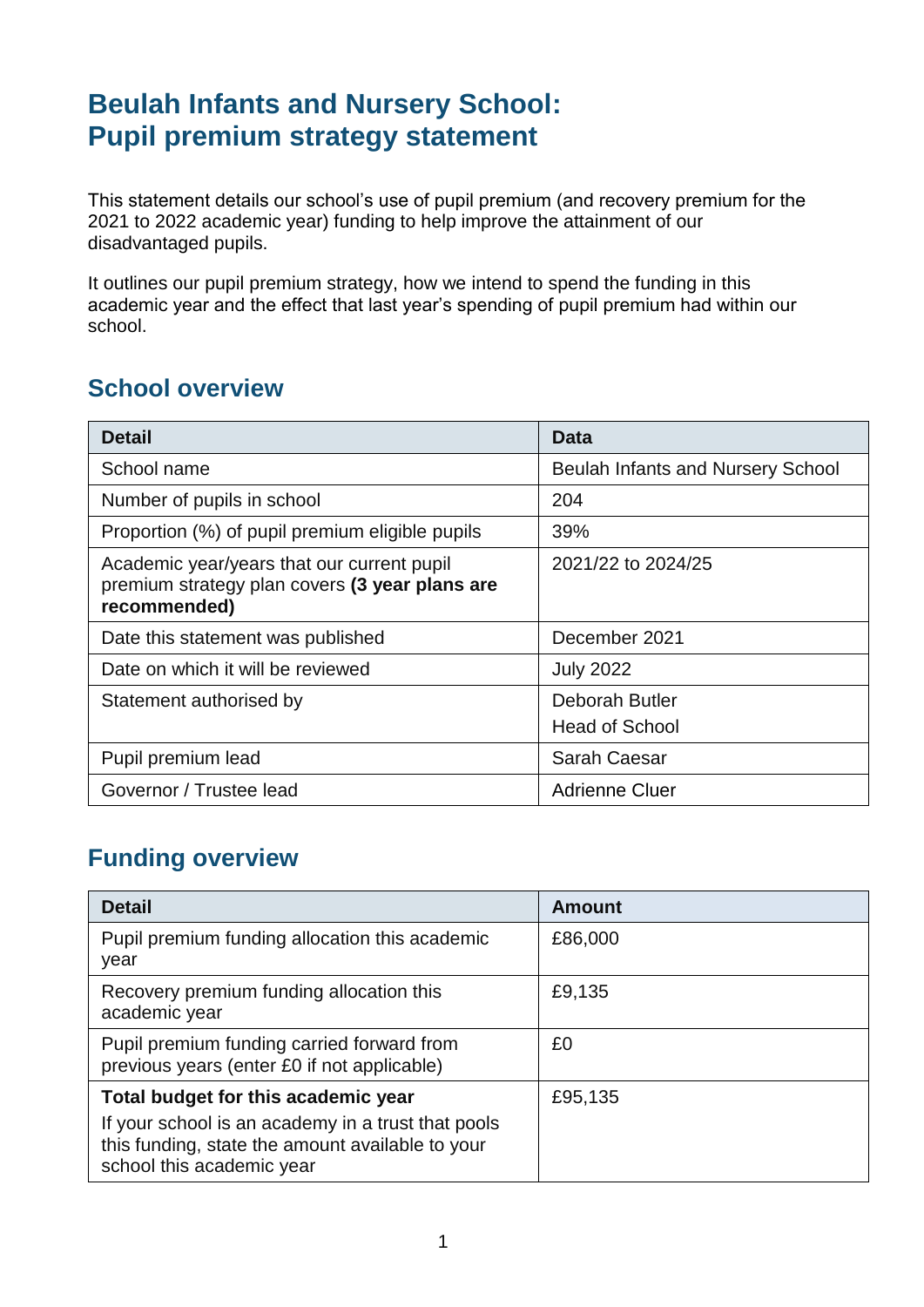# Beulah Infants and Nursery School: Pupil premium strategy statement

This statement details our school's use of pupil premium (and recovery premium for the 2021 to 2022 academic year) funding to help improve the attainment of our disadvantaged pupils.

It outlines our pupil premium strategy, how we intend to spend the funding in this academic year and the effect that last year's spending of pupil premium had within our school.

## School overview

| Detail | Data |
| --- | --- |
| School name | Beulah Infants and Nursery School |
| Number of pupils in school | 204 |
| Proportion (%) of pupil premium eligible pupils | 39% |
| Academic year/years that our current pupil premium strategy plan covers **(3 year plans are recommended)** | 2021/22 to 2024/25 |
| Date this statement was published | December 2021 |
| Date on which it will be reviewed | July 2022 |
| Statement authorised by | Deborah Butler<br>Head of School |
| Pupil premium lead | Sarah Caesar |
| Governor / Trustee lead | Adrienne Cluer |

## Funding overview

| Detail | Amount |
| --- | --- |
| Pupil premium funding allocation this academic year | £86,000 |
| Recovery premium funding allocation this academic year | £9,135 |
| Pupil premium funding carried forward from previous years (enter £0 if not applicable) | £0 |
| **Total budget for this academic year**<br>If your school is an academy in a trust that pools this funding, state the amount available to your school this academic year | £95,135 |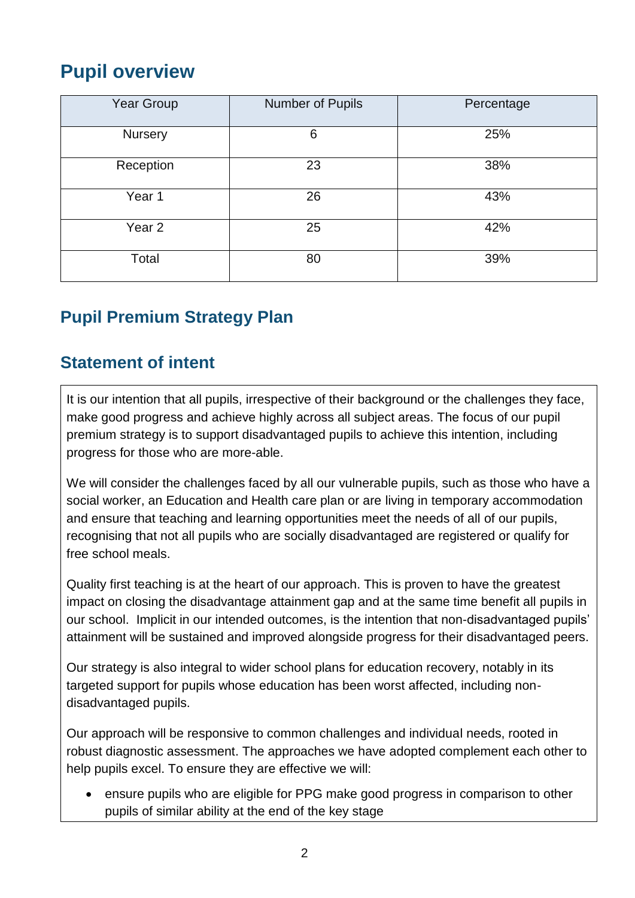## Pupil overview

| Year Group | Number of Pupils | Percentage |
|---|---|---|
| Nursery | 6 | 25% |
| Reception | 23 | 38% |
| Year 1 | 26 | 43% |
| Year 2 | 25 | 42% |
| Total | 80 | 39% |

## Pupil Premium Strategy Plan

## Statement of intent

It is our intention that all pupils, irrespective of their background or the challenges they face, make good progress and achieve highly across all subject areas. The focus of our pupil premium strategy is to support disadvantaged pupils to achieve this intention, including progress for those who are more-able.

We will consider the challenges faced by all our vulnerable pupils, such as those who have a social worker, an Education and Health care plan or are living in temporary accommodation and ensure that teaching and learning opportunities meet the needs of all of our pupils, recognising that not all pupils who are socially disadvantaged are registered or qualify for free school meals.

Quality first teaching is at the heart of our approach. This is proven to have the greatest impact on closing the disadvantage attainment gap and at the same time benefit all pupils in our school. Implicit in our intended outcomes, is the intention that non-disadvantaged pupils' attainment will be sustained and improved alongside progress for their disadvantaged peers.

Our strategy is also integral to wider school plans for education recovery, notably in its targeted support for pupils whose education has been worst affected, including non-disadvantaged pupils.

Our approach will be responsive to common challenges and individual needs, rooted in robust diagnostic assessment. The approaches we have adopted complement each other to help pupils excel. To ensure they are effective we will:

- ensure pupils who are eligible for PPG make good progress in comparison to other pupils of similar ability at the end of the key stage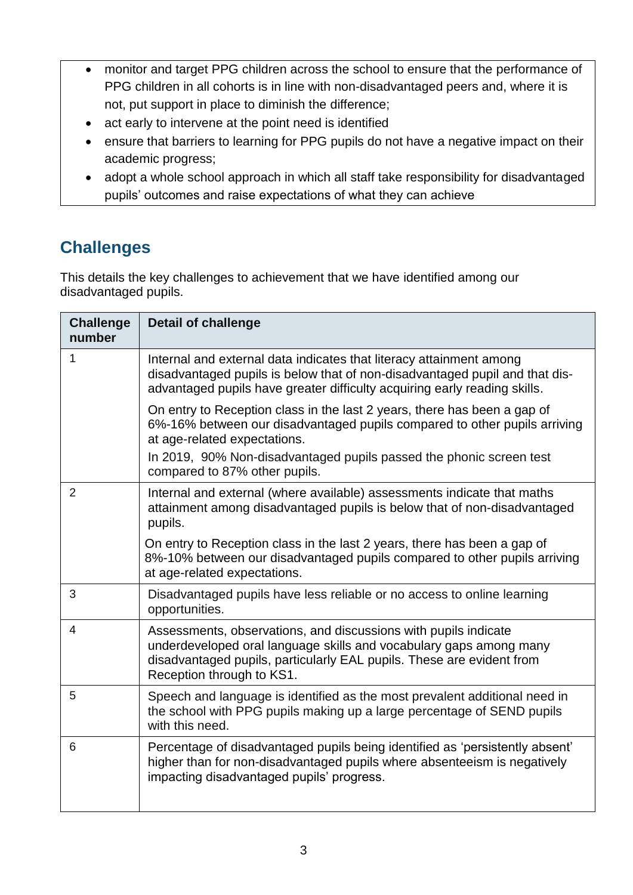- monitor and target PPG children across the school to ensure that the performance of PPG children in all cohorts is in line with non-disadvantaged peers and, where it is not, put support in place to diminish the difference;
- act early to intervene at the point need is identified
- ensure that barriers to learning for PPG pupils do not have a negative impact on their academic progress;
- adopt a whole school approach in which all staff take responsibility for disadvantaged pupils' outcomes and raise expectations of what they can achieve

## Challenges

This details the key challenges to achievement that we have identified among our disadvantaged pupils.

| Challenge number | Detail of challenge |
|---|---|
| 1 | Internal and external data indicates that literacy attainment among disadvantaged pupils is below that of non-disadvantaged pupil and that dis-advantaged pupils have greater difficulty acquiring early reading skills.<br><br>On entry to Reception class in the last 2 years, there has been a gap of 6%-16% between our disadvantaged pupils compared to other pupils arriving at age-related expectations.<br><br>In 2019, 90% Non-disadvantaged pupils passed the phonic screen test compared to 87% other pupils. |
| 2 | Internal and external (where available) assessments indicate that maths attainment among disadvantaged pupils is below that of non-disadvantaged pupils.<br><br>On entry to Reception class in the last 2 years, there has been a gap of 8%-10% between our disadvantaged pupils compared to other pupils arriving at age-related expectations. |
| 3 | Disadvantaged pupils have less reliable or no access to online learning opportunities. |
| 4 | Assessments, observations, and discussions with pupils indicate underdeveloped oral language skills and vocabulary gaps among many disadvantaged pupils, particularly EAL pupils. These are evident from Reception through to KS1. |
| 5 | Speech and language is identified as the most prevalent additional need in the school with PPG pupils making up a large percentage of SEND pupils with this need. |
| 6 | Percentage of disadvantaged pupils being identified as 'persistently absent' higher than for non-disadvantaged pupils where absenteeism is negatively impacting disadvantaged pupils' progress. |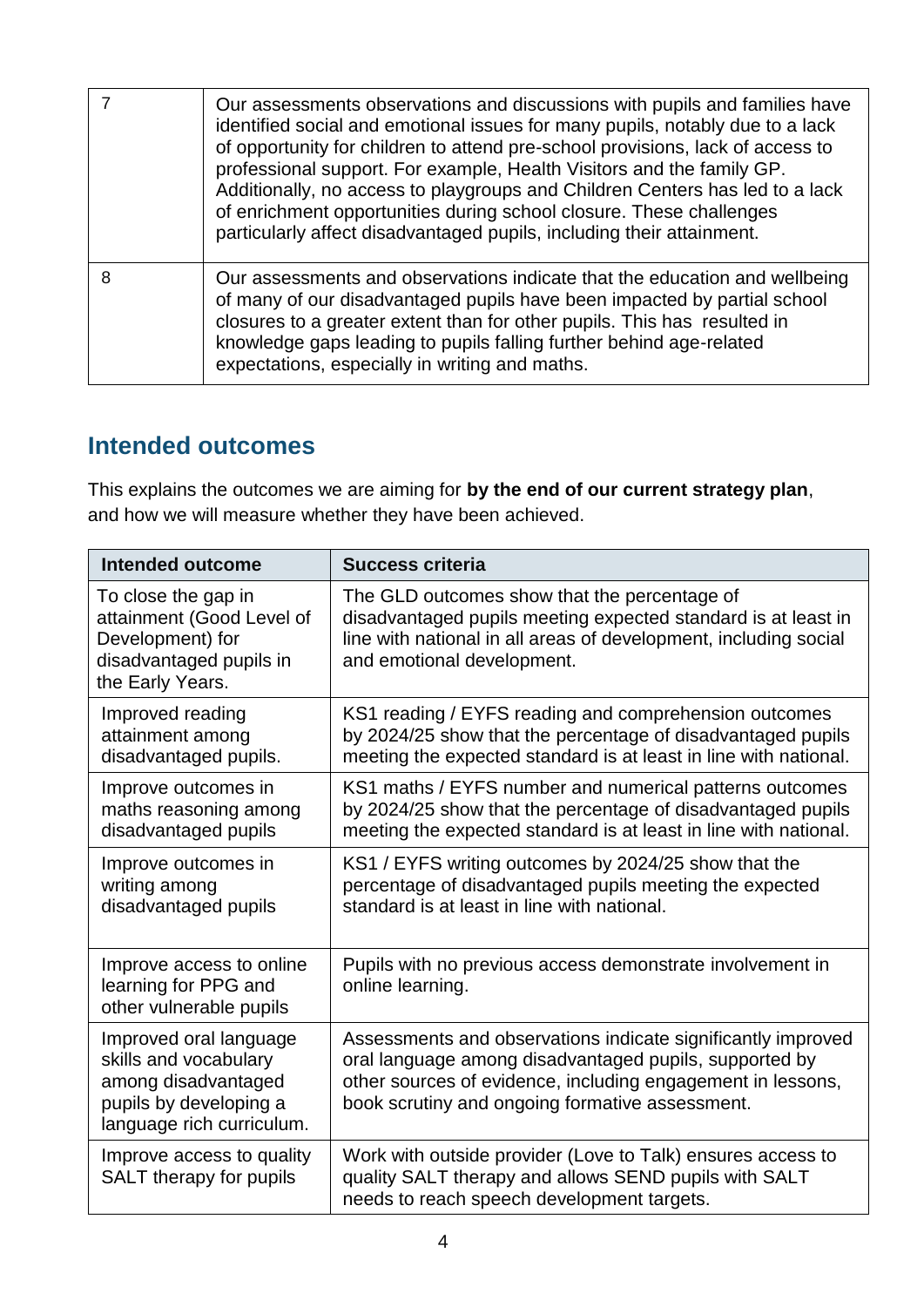| | |
|---|---|
| 7 | Our assessments observations and discussions with pupils and families have identified social and emotional issues for many pupils, notably due to a lack of opportunity for children to attend pre-school provisions, lack of access to professional support. For example, Health Visitors and the family GP. Additionally, no access to playgroups and Children Centers has led to a lack of enrichment opportunities during school closure. These challenges particularly affect disadvantaged pupils, including their attainment. |
| 8 | Our assessments and observations indicate that the education and wellbeing of many of our disadvantaged pupils have been impacted by partial school closures to a greater extent than for other pupils. This has resulted in knowledge gaps leading to pupils falling further behind age-related expectations, especially in writing and maths. |

## Intended outcomes

This explains the outcomes we are aiming for **by the end of our current strategy plan**, and how we will measure whether they have been achieved.

| Intended outcome | Success criteria |
|---|---|
| To close the gap in attainment (Good Level of Development) for disadvantaged pupils in the Early Years. | The GLD outcomes show that the percentage of disadvantaged pupils meeting expected standard is at least in line with national in all areas of development, including social and emotional development. |
| Improved reading attainment among disadvantaged pupils. | KS1 reading / EYFS reading and comprehension outcomes by 2024/25 show that the percentage of disadvantaged pupils meeting the expected standard is at least in line with national. |
| Improve outcomes in maths reasoning among disadvantaged pupils | KS1 maths / EYFS number and numerical patterns outcomes by 2024/25 show that the percentage of disadvantaged pupils meeting the expected standard is at least in line with national. |
| Improve outcomes in writing among disadvantaged pupils | KS1 / EYFS writing outcomes by 2024/25 show that the percentage of disadvantaged pupils meeting the expected standard is at least in line with national. |
| Improve access to online learning for PPG and other vulnerable pupils | Pupils with no previous access demonstrate involvement in online learning. |
| Improved oral language skills and vocabulary among disadvantaged pupils by developing a language rich curriculum. | Assessments and observations indicate significantly improved oral language among disadvantaged pupils, supported by other sources of evidence, including engagement in lessons, book scrutiny and ongoing formative assessment. |
| Improve access to quality SALT therapy for pupils | Work with outside provider (Love to Talk) ensures access to quality SALT therapy and allows SEND pupils with SALT needs to reach speech development targets. |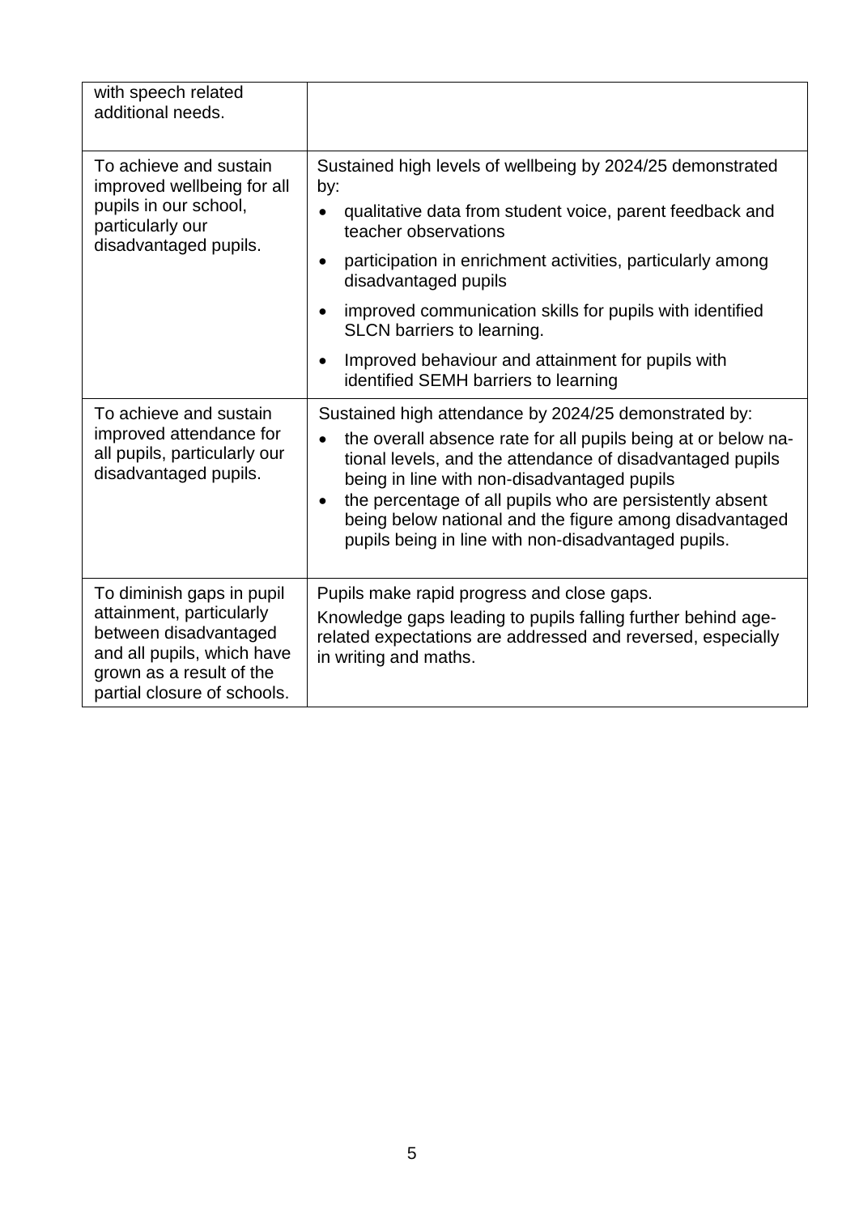| | |
|---|---|
| with speech related additional needs. | |
| To achieve and sustain improved wellbeing for all pupils in our school, particularly our disadvantaged pupils. | Sustained high levels of wellbeing by 2024/25 demonstrated by:<br>• qualitative data from student voice, parent feedback and teacher observations<br>• participation in enrichment activities, particularly among disadvantaged pupils<br>• improved communication skills for pupils with identified SLCN barriers to learning.<br>• Improved behaviour and attainment for pupils with identified SEMH barriers to learning |
| To achieve and sustain improved attendance for all pupils, particularly our disadvantaged pupils. | Sustained high attendance by 2024/25 demonstrated by:<br>• the overall absence rate for all pupils being at or below national levels, and the attendance of disadvantaged pupils being in line with non-disadvantaged pupils<br>• the percentage of all pupils who are persistently absent being below national and the figure among disadvantaged pupils being in line with non-disadvantaged pupils. |
| To diminish gaps in pupil attainment, particularly between disadvantaged and all pupils, which have grown as a result of the partial closure of schools. | Pupils make rapid progress and close gaps.<br>Knowledge gaps leading to pupils falling further behind age-related expectations are addressed and reversed, especially in writing and maths. |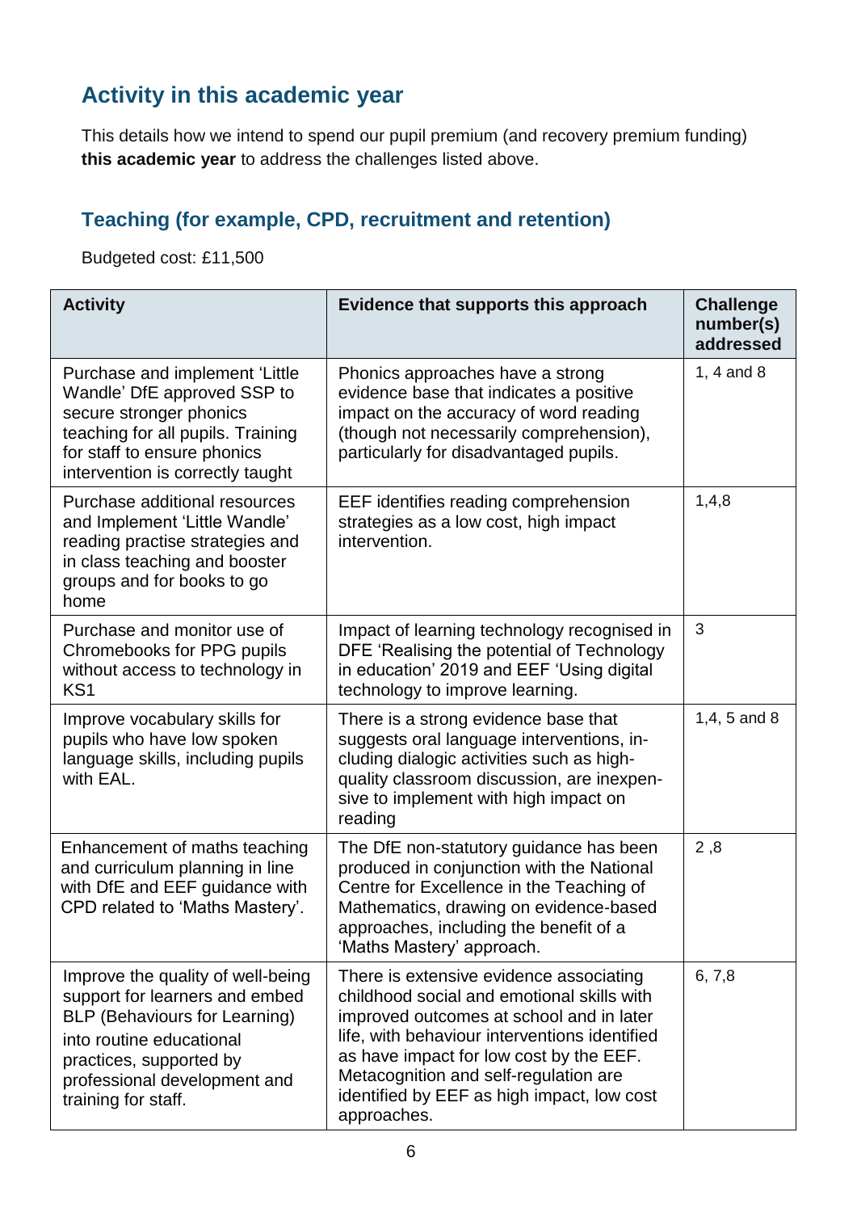## Activity in this academic year

This details how we intend to spend our pupil premium (and recovery premium funding) **this academic year** to address the challenges listed above.

### Teaching (for example, CPD, recruitment and retention)

Budgeted cost: £11,500

| Activity | Evidence that supports this approach | Challenge number(s) addressed |
|---|---|---|
| Purchase and implement 'Little Wandle' DfE approved SSP to secure stronger phonics teaching for all pupils. Training for staff to ensure phonics intervention is correctly taught | Phonics approaches have a strong evidence base that indicates a positive impact on the accuracy of word reading (though not necessarily comprehension), particularly for disadvantaged pupils. | 1, 4 and 8 |
| Purchase additional resources and Implement 'Little Wandle' reading practise strategies and in class teaching and booster groups and for books to go home | EEF identifies reading comprehension strategies as a low cost, high impact intervention. | 1,4,8 |
| Purchase and monitor use of Chromebooks for PPG pupils without access to technology in KS1 | Impact of learning technology recognised in DFE 'Realising the potential of Technology in education' 2019 and EEF 'Using digital technology to improve learning. | 3 |
| Improve vocabulary skills for pupils who have low spoken language skills, including pupils with EAL. | There is a strong evidence base that suggests oral language interventions, including dialogic activities such as high-quality classroom discussion, are inexpensive to implement with high impact on reading | 1,4, 5 and 8 |
| Enhancement of maths teaching and curriculum planning in line with DfE and EEF guidance with CPD related to 'Maths Mastery'. | The DfE non-statutory guidance has been produced in conjunction with the National Centre for Excellence in the Teaching of Mathematics, drawing on evidence-based approaches, including the benefit of a 'Maths Mastery' approach. | 2 ,8 |
| Improve the quality of well-being support for learners and embed BLP (Behaviours for Learning) into routine educational practices, supported by professional development and training for staff. | There is extensive evidence associating childhood social and emotional skills with improved outcomes at school and in later life, with behaviour interventions identified as have impact for low cost by the EEF. Metacognition and self-regulation are identified by EEF as high impact, low cost approaches. | 6, 7,8 |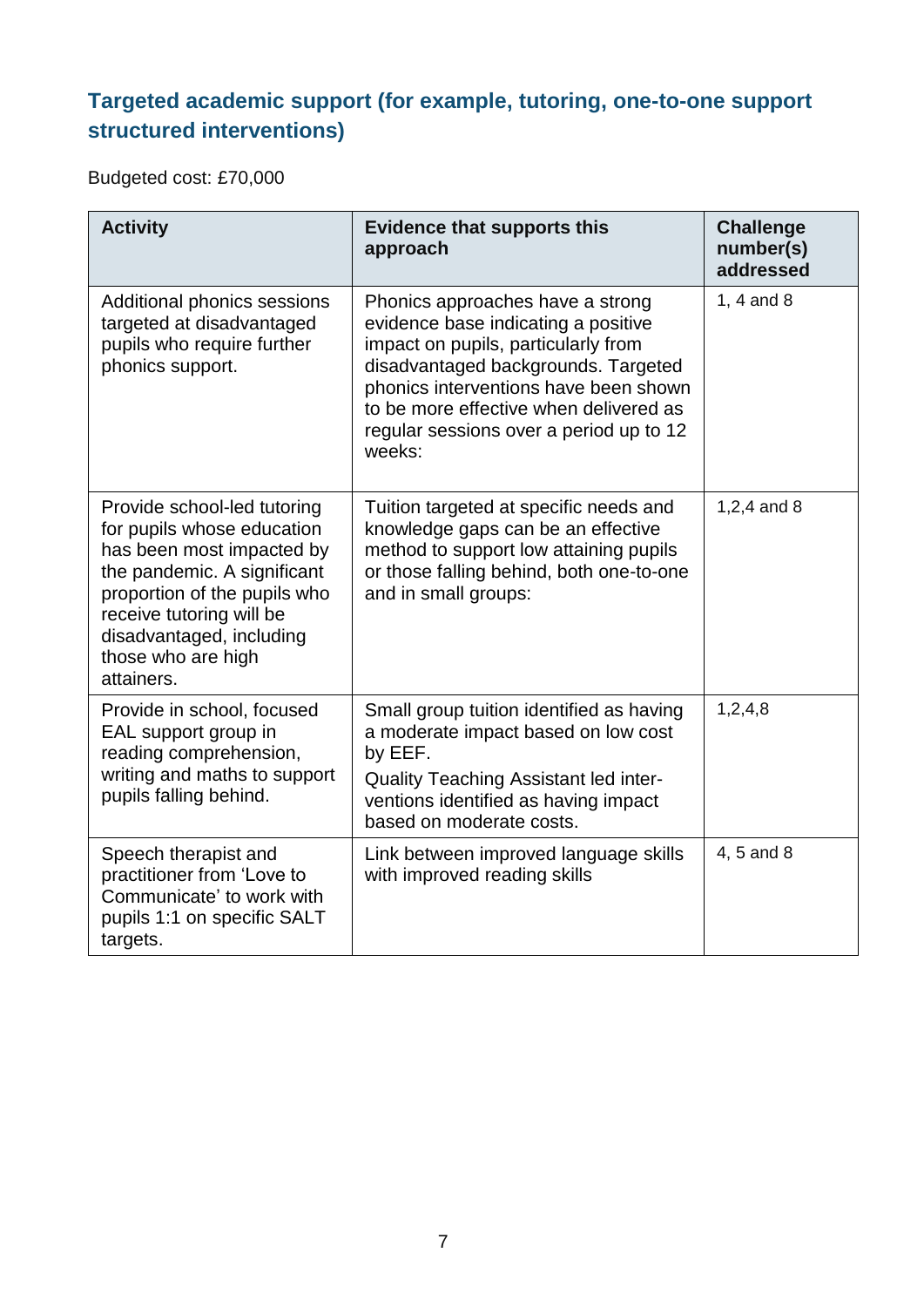## Targeted academic support (for example, tutoring, one-to-one support structured interventions)

Budgeted cost: £70,000

| Activity | Evidence that supports this approach | Challenge number(s) addressed |
|---|---|---|
| Additional phonics sessions targeted at disadvantaged pupils who require further phonics support. | Phonics approaches have a strong evidence base indicating a positive impact on pupils, particularly from disadvantaged backgrounds. Targeted phonics interventions have been shown to be more effective when delivered as regular sessions over a period up to 12 weeks: | 1, 4 and 8 |
| Provide school-led tutoring for pupils whose education has been most impacted by the pandemic. A significant proportion of the pupils who receive tutoring will be disadvantaged, including those who are high attainers. | Tuition targeted at specific needs and knowledge gaps can be an effective method to support low attaining pupils or those falling behind, both one-to-one and in small groups: | 1,2,4 and 8 |
| Provide in school, focused EAL support group in reading comprehension, writing and maths to support pupils falling behind. | Small group tuition identified as having a moderate impact based on low cost by EEF.<br>Quality Teaching Assistant led inter-ventions identified as having impact based on moderate costs. | 1,2,4,8 |
| Speech therapist and practitioner from 'Love to Communicate' to work with pupils 1:1 on specific SALT targets. | Link between improved language skills with improved reading skills | 4, 5 and 8 |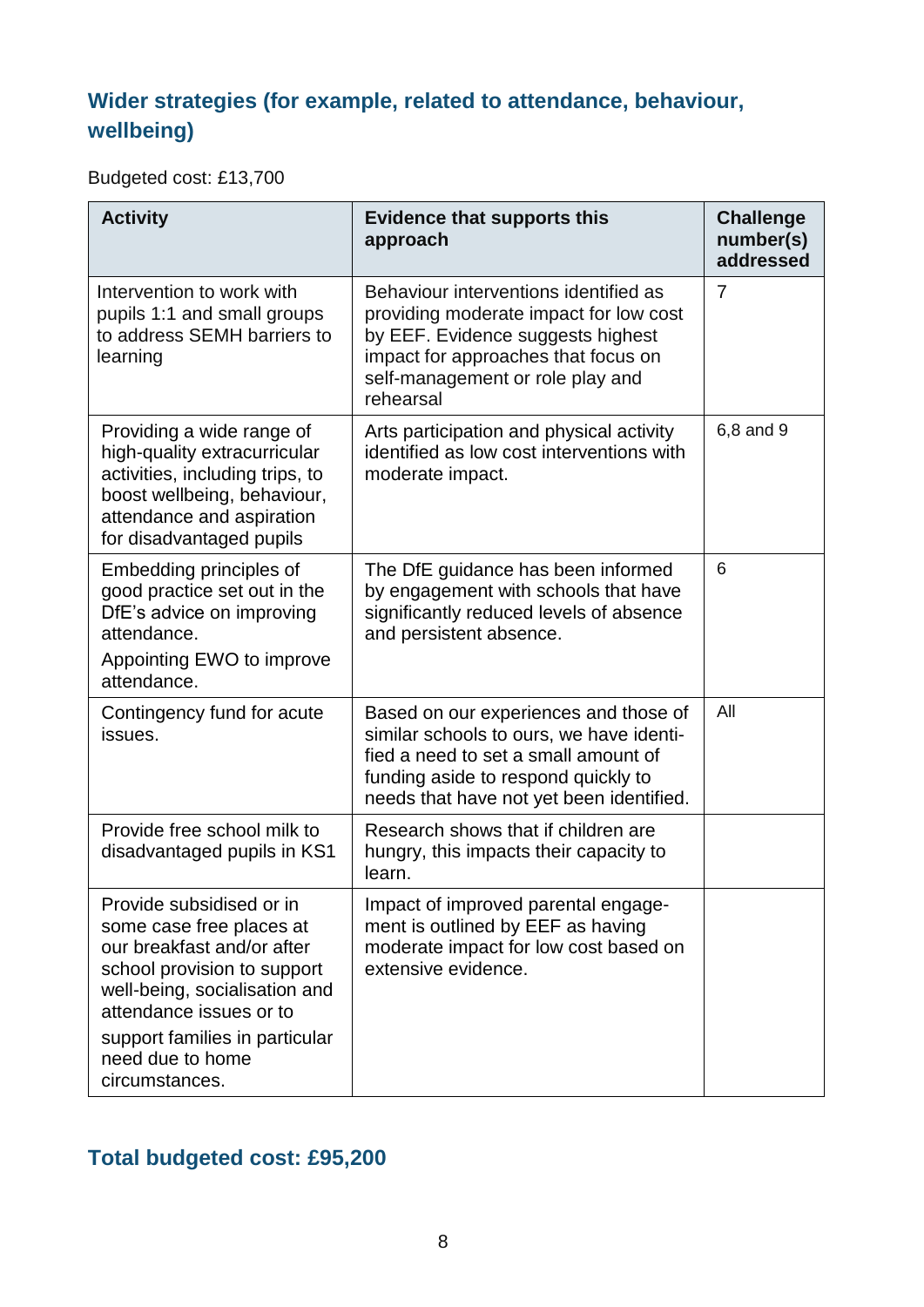## Wider strategies (for example, related to attendance, behaviour, wellbeing)

Budgeted cost: £13,700

| Activity | Evidence that supports this approach | Challenge number(s) addressed |
|---|---|---|
| Intervention to work with pupils 1:1 and small groups to address SEMH barriers to learning | Behaviour interventions identified as providing moderate impact for low cost by EEF. Evidence suggests highest impact for approaches that focus on self-management or role play and rehearsal | 7 |
| Providing a wide range of high-quality extracurricular activities, including trips, to boost wellbeing, behaviour, attendance and aspiration for disadvantaged pupils | Arts participation and physical activity identified as low cost interventions with moderate impact. | 6,8 and 9 |
| Embedding principles of good practice set out in the DfE's advice on improving attendance.<br>Appointing EWO to improve attendance. | The DfE guidance has been informed by engagement with schools that have significantly reduced levels of absence and persistent absence. | 6 |
| Contingency fund for acute issues. | Based on our experiences and those of similar schools to ours, we have identified a need to set a small amount of funding aside to respond quickly to needs that have not yet been identified. | All |
| Provide free school milk to disadvantaged pupils in KS1 | Research shows that if children are hungry, this impacts their capacity to learn. | |
| Provide subsidised or in some case free places at our breakfast and/or after school provision to support well-being, socialisation and attendance issues or to<br>support families in particular need due to home circumstances. | Impact of improved parental engagement is outlined by EEF as having moderate impact for low cost based on extensive evidence. | |

## Total budgeted cost: £95,200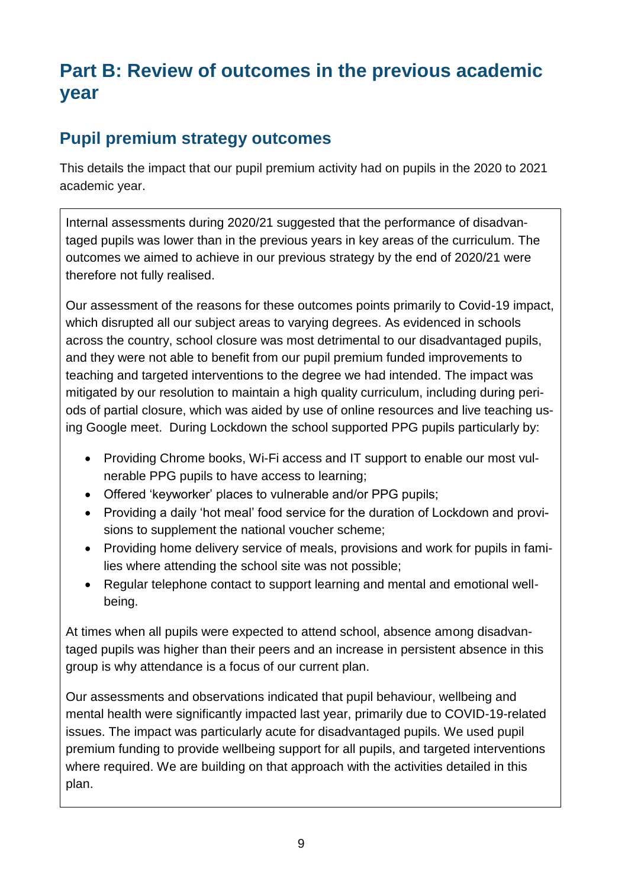# Part B: Review of outcomes in the previous academic year

## Pupil premium strategy outcomes

This details the impact that our pupil premium activity had on pupils in the 2020 to 2021 academic year.

Internal assessments during 2020/21 suggested that the performance of disadvantaged pupils was lower than in the previous years in key areas of the curriculum. The outcomes we aimed to achieve in our previous strategy by the end of 2020/21 were therefore not fully realised.

Our assessment of the reasons for these outcomes points primarily to Covid-19 impact, which disrupted all our subject areas to varying degrees. As evidenced in schools across the country, school closure was most detrimental to our disadvantaged pupils, and they were not able to benefit from our pupil premium funded improvements to teaching and targeted interventions to the degree we had intended. The impact was mitigated by our resolution to maintain a high quality curriculum, including during periods of partial closure, which was aided by use of online resources and live teaching using Google meet. During Lockdown the school supported PPG pupils particularly by:

- Providing Chrome books, Wi-Fi access and IT support to enable our most vulnerable PPG pupils to have access to learning;
- Offered 'keyworker' places to vulnerable and/or PPG pupils;
- Providing a daily 'hot meal' food service for the duration of Lockdown and provisions to supplement the national voucher scheme;
- Providing home delivery service of meals, provisions and work for pupils in families where attending the school site was not possible;
- Regular telephone contact to support learning and mental and emotional well-being.

At times when all pupils were expected to attend school, absence among disadvantaged pupils was higher than their peers and an increase in persistent absence in this group is why attendance is a focus of our current plan.

Our assessments and observations indicated that pupil behaviour, wellbeing and mental health were significantly impacted last year, primarily due to COVID-19-related issues. The impact was particularly acute for disadvantaged pupils. We used pupil premium funding to provide wellbeing support for all pupils, and targeted interventions where required. We are building on that approach with the activities detailed in this plan.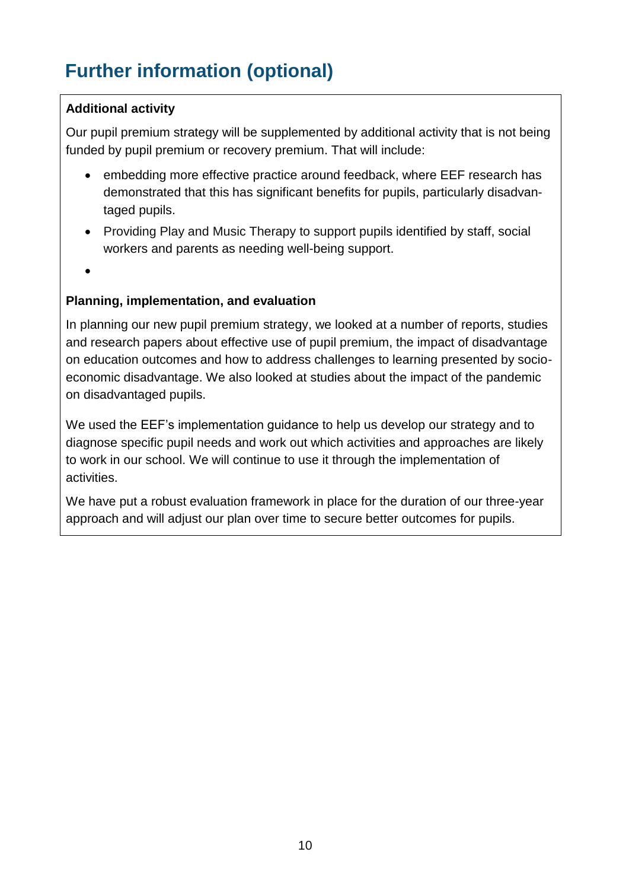## Further information (optional)

**Additional activity**

Our pupil premium strategy will be supplemented by additional activity that is not being funded by pupil premium or recovery premium. That will include:

- embedding more effective practice around feedback, where EEF research has demonstrated that this has significant benefits for pupils, particularly disadvantaged pupils.
- Providing Play and Music Therapy to support pupils identified by staff, social workers and parents as needing well-being support.
-

**Planning, implementation, and evaluation**

In planning our new pupil premium strategy, we looked at a number of reports, studies and research papers about effective use of pupil premium, the impact of disadvantage on education outcomes and how to address challenges to learning presented by socio-economic disadvantage. We also looked at studies about the impact of the pandemic on disadvantaged pupils.

We used the EEF's implementation guidance to help us develop our strategy and to diagnose specific pupil needs and work out which activities and approaches are likely to work in our school. We will continue to use it through the implementation of activities.

We have put a robust evaluation framework in place for the duration of our three-year approach and will adjust our plan over time to secure better outcomes for pupils.